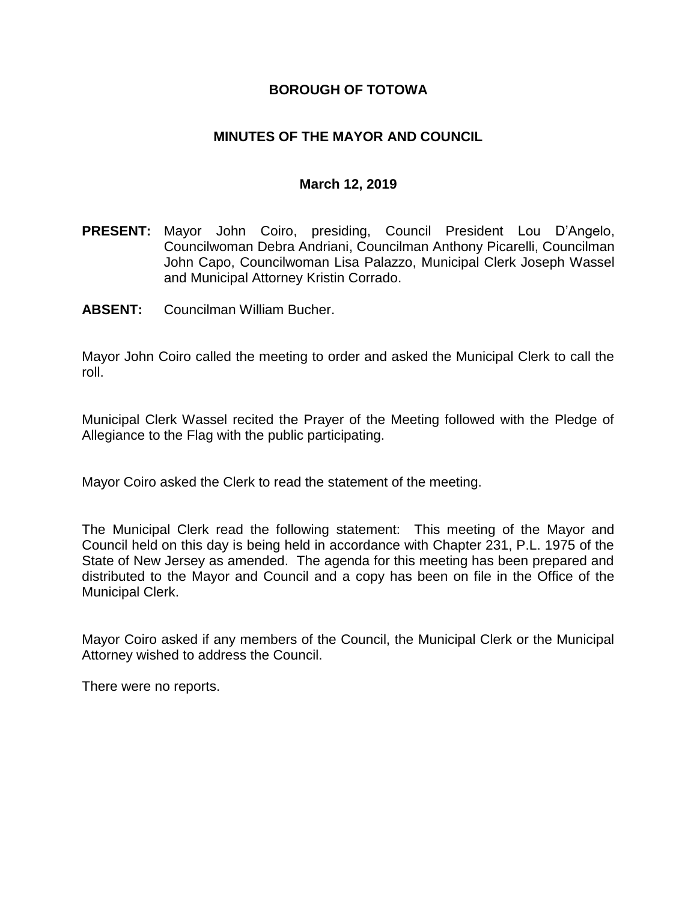# BOROUGH OF TOTOWA

## MINUTES OF THE MAYOR AND COUNCIL

### March 12, 2019

**PRESENT:** Mayor John Coiro, presiding, Council President Lou D'Angelo, Councilwoman Debra Andriani, Councilman Anthony Picarelli, Councilman John Capo, Councilwoman Lisa Palazzo, Municipal Clerk Joseph Wassel and Municipal Attorney Kristin Corrado.

**ABSENT:** Councilman William Bucher.

Mayor John Coiro called the meeting to order and asked the Municipal Clerk to call the roll.

Municipal Clerk Wassel recited the Prayer of the Meeting followed with the Pledge of Allegiance to the Flag with the public participating.

Mayor Coiro asked the Clerk to read the statement of the meeting.

The Municipal Clerk read the following statement: This meeting of the Mayor and Council held on this day is being held in accordance with Chapter 231, P.L. 1975 of the State of New Jersey as amended. The agenda for this meeting has been prepared and distributed to the Mayor and Council and a copy has been on file in the Office of the Municipal Clerk.

Mayor Coiro asked if any members of the Council, the Municipal Clerk or the Municipal Attorney wished to address the Council.

There were no reports.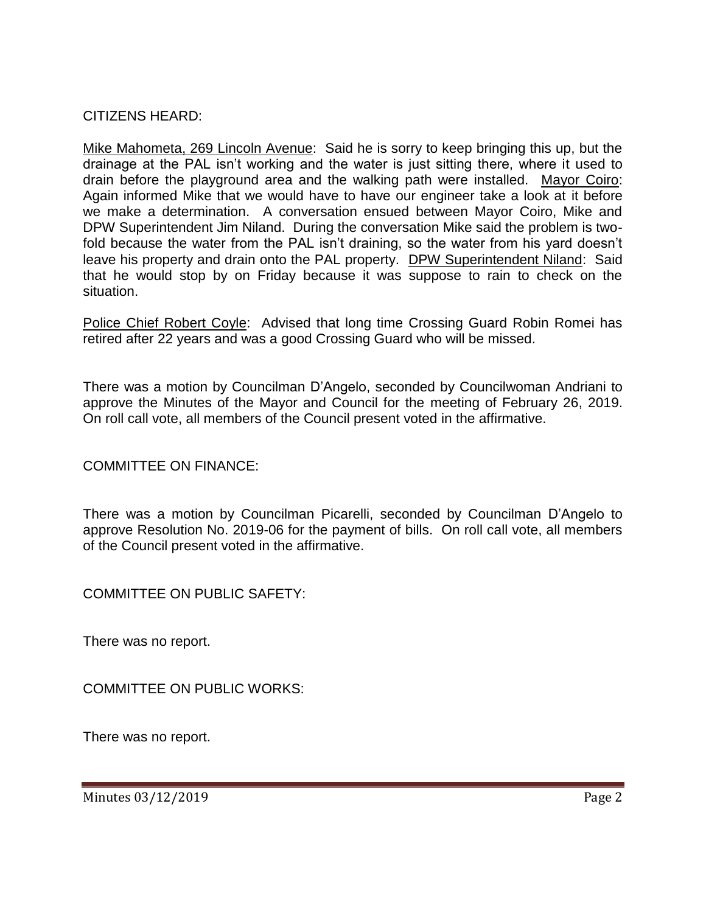CITIZENS HEARD:

Mike Mahometa, 269 Lincoln Avenue: Said he is sorry to keep bringing this up, but the drainage at the PAL isn't working and the water is just sitting there, where it used to drain before the playground area and the walking path were installed. Mayor Coiro: Again informed Mike that we would have to have our engineer take a look at it before we make a determination. A conversation ensued between Mayor Coiro, Mike and DPW Superintendent Jim Niland. During the conversation Mike said the problem is two-fold because the water from the PAL isn't draining, so the water from his yard doesn't leave his property and drain onto the PAL property. DPW Superintendent Niland: Said that he would stop by on Friday because it was suppose to rain to check on the situation.

Police Chief Robert Coyle: Advised that long time Crossing Guard Robin Romei has retired after 22 years and was a good Crossing Guard who will be missed.

There was a motion by Councilman D'Angelo, seconded by Councilwoman Andriani to approve the Minutes of the Mayor and Council for the meeting of February 26, 2019. On roll call vote, all members of the Council present voted in the affirmative.

COMMITTEE ON FINANCE:

There was a motion by Councilman Picarelli, seconded by Councilman D'Angelo to approve Resolution No. 2019-06 for the payment of bills. On roll call vote, all members of the Council present voted in the affirmative.

COMMITTEE ON PUBLIC SAFETY:

There was no report.

COMMITTEE ON PUBLIC WORKS:

There was no report.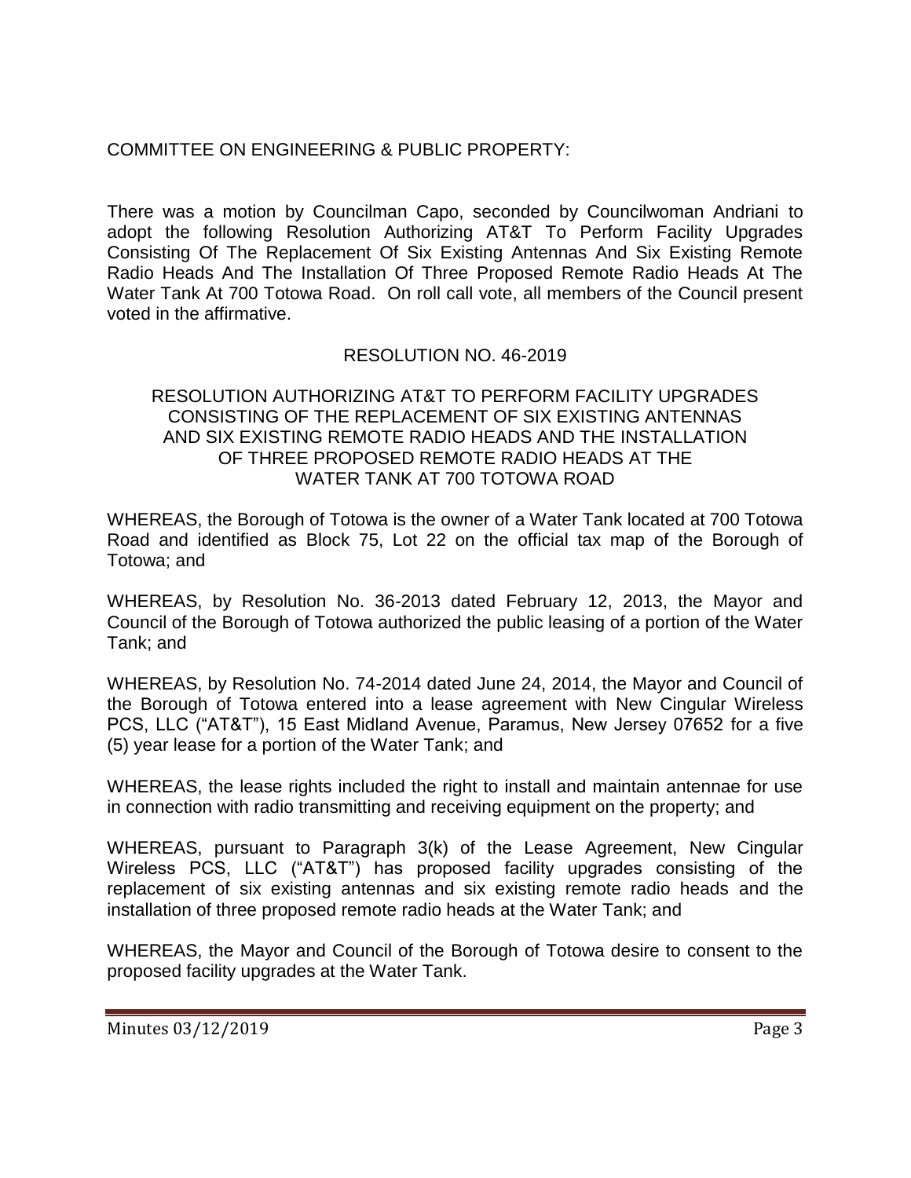COMMITTEE ON ENGINEERING & PUBLIC PROPERTY:

There was a motion by Councilman Capo, seconded by Councilwoman Andriani to adopt the following Resolution Authorizing AT&T To Perform Facility Upgrades Consisting Of The Replacement Of Six Existing Antennas And Six Existing Remote Radio Heads And The Installation Of Three Proposed Remote Radio Heads At The Water Tank At 700 Totowa Road. On roll call vote, all members of the Council present voted in the affirmative.

RESOLUTION NO. 46-2019

RESOLUTION AUTHORIZING AT&T TO PERFORM FACILITY UPGRADES CONSISTING OF THE REPLACEMENT OF SIX EXISTING ANTENNAS AND SIX EXISTING REMOTE RADIO HEADS AND THE INSTALLATION OF THREE PROPOSED REMOTE RADIO HEADS AT THE WATER TANK AT 700 TOTOWA ROAD

WHEREAS, the Borough of Totowa is the owner of a Water Tank located at 700 Totowa Road and identified as Block 75, Lot 22 on the official tax map of the Borough of Totowa; and

WHEREAS, by Resolution No. 36-2013 dated February 12, 2013, the Mayor and Council of the Borough of Totowa authorized the public leasing of a portion of the Water Tank; and

WHEREAS, by Resolution No. 74-2014 dated June 24, 2014, the Mayor and Council of the Borough of Totowa entered into a lease agreement with New Cingular Wireless PCS, LLC ("AT&T"), 15 East Midland Avenue, Paramus, New Jersey 07652 for a five (5) year lease for a portion of the Water Tank; and

WHEREAS, the lease rights included the right to install and maintain antennae for use in connection with radio transmitting and receiving equipment on the property; and

WHEREAS, pursuant to Paragraph 3(k) of the Lease Agreement, New Cingular Wireless PCS, LLC ("AT&T") has proposed facility upgrades consisting of the replacement of six existing antennas and six existing remote radio heads and the installation of three proposed remote radio heads at the Water Tank; and

WHEREAS, the Mayor and Council of the Borough of Totowa desire to consent to the proposed facility upgrades at the Water Tank.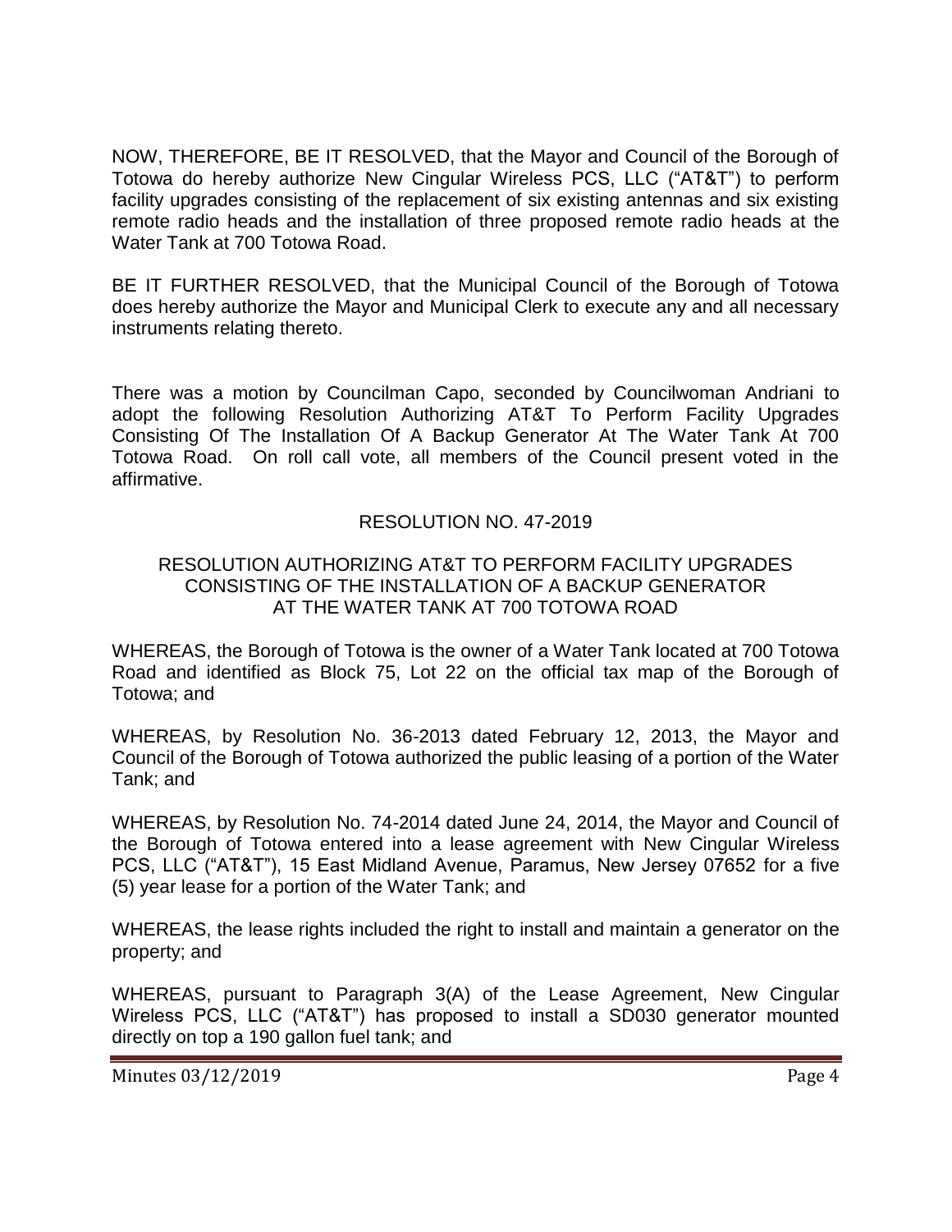NOW, THEREFORE, BE IT RESOLVED, that the Mayor and Council of the Borough of Totowa do hereby authorize New Cingular Wireless PCS, LLC ("AT&T") to perform facility upgrades consisting of the replacement of six existing antennas and six existing remote radio heads and the installation of three proposed remote radio heads at the Water Tank at 700 Totowa Road.

BE IT FURTHER RESOLVED, that the Municipal Council of the Borough of Totowa does hereby authorize the Mayor and Municipal Clerk to execute any and all necessary instruments relating thereto.

There was a motion by Councilman Capo, seconded by Councilwoman Andriani to adopt the following Resolution Authorizing AT&T To Perform Facility Upgrades Consisting Of The Installation Of A Backup Generator At The Water Tank At 700 Totowa Road. On roll call vote, all members of the Council present voted in the affirmative.

RESOLUTION NO. 47-2019

RESOLUTION AUTHORIZING AT&T TO PERFORM FACILITY UPGRADES CONSISTING OF THE INSTALLATION OF A BACKUP GENERATOR AT THE WATER TANK AT 700 TOTOWA ROAD

WHEREAS, the Borough of Totowa is the owner of a Water Tank located at 700 Totowa Road and identified as Block 75, Lot 22 on the official tax map of the Borough of Totowa; and

WHEREAS, by Resolution No. 36-2013 dated February 12, 2013, the Mayor and Council of the Borough of Totowa authorized the public leasing of a portion of the Water Tank; and

WHEREAS, by Resolution No. 74-2014 dated June 24, 2014, the Mayor and Council of the Borough of Totowa entered into a lease agreement with New Cingular Wireless PCS, LLC ("AT&T"), 15 East Midland Avenue, Paramus, New Jersey 07652 for a five (5) year lease for a portion of the Water Tank; and

WHEREAS, the lease rights included the right to install and maintain a generator on the property; and

WHEREAS, pursuant to Paragraph 3(A) of the Lease Agreement, New Cingular Wireless PCS, LLC ("AT&T") has proposed to install a SD030 generator mounted directly on top a 190 gallon fuel tank; and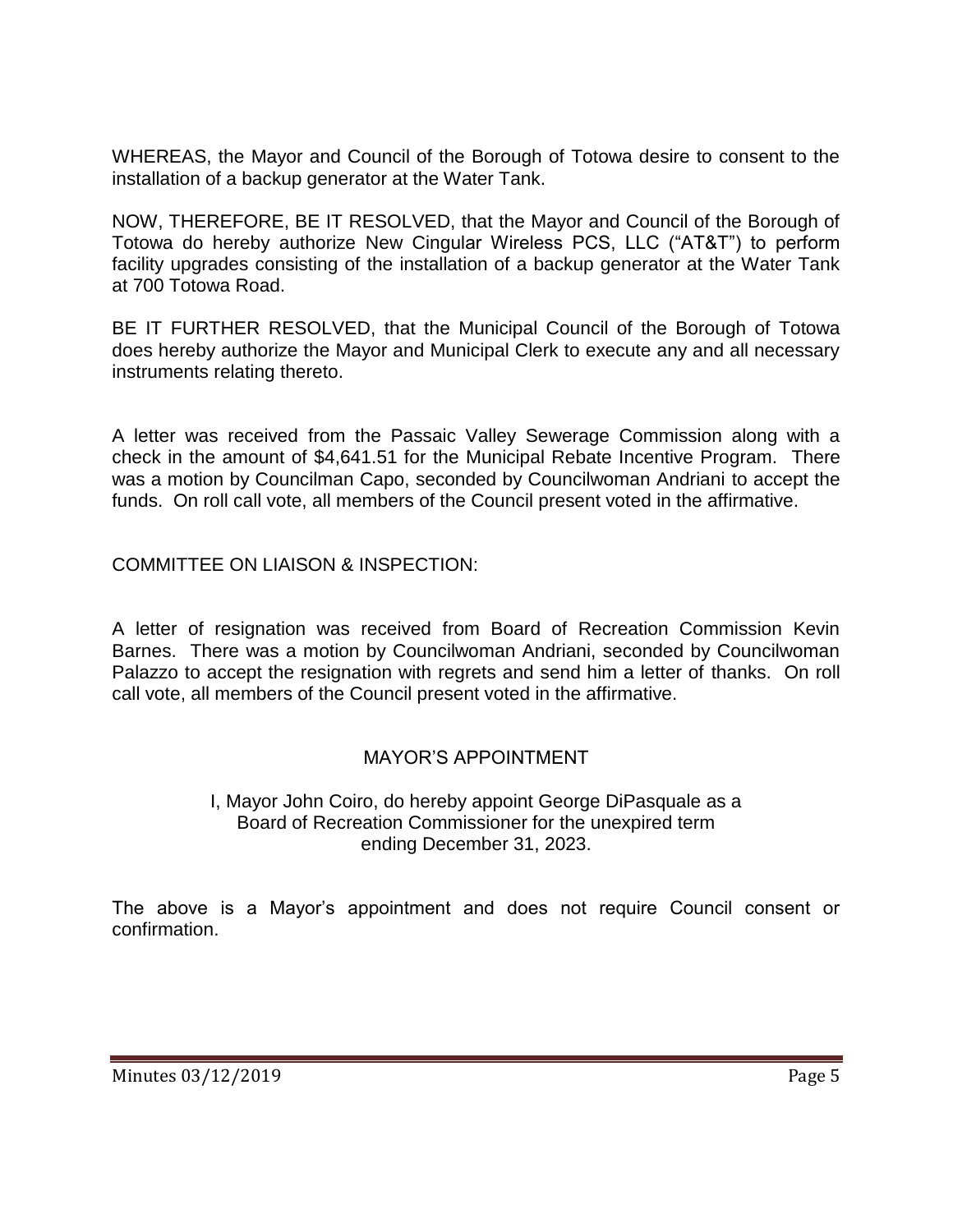WHEREAS, the Mayor and Council of the Borough of Totowa desire to consent to the installation of a backup generator at the Water Tank.

NOW, THEREFORE, BE IT RESOLVED, that the Mayor and Council of the Borough of Totowa do hereby authorize New Cingular Wireless PCS, LLC ("AT&T") to perform facility upgrades consisting of the installation of a backup generator at the Water Tank at 700 Totowa Road.

BE IT FURTHER RESOLVED, that the Municipal Council of the Borough of Totowa does hereby authorize the Mayor and Municipal Clerk to execute any and all necessary instruments relating thereto.

A letter was received from the Passaic Valley Sewerage Commission along with a check in the amount of $4,641.51 for the Municipal Rebate Incentive Program. There was a motion by Councilman Capo, seconded by Councilwoman Andriani to accept the funds. On roll call vote, all members of the Council present voted in the affirmative.

COMMITTEE ON LIAISON & INSPECTION:

A letter of resignation was received from Board of Recreation Commission Kevin Barnes. There was a motion by Councilwoman Andriani, seconded by Councilwoman Palazzo to accept the resignation with regrets and send him a letter of thanks. On roll call vote, all members of the Council present voted in the affirmative.

## MAYOR'S APPOINTMENT

I, Mayor John Coiro, do hereby appoint George DiPasquale as a Board of Recreation Commissioner for the unexpired term ending December 31, 2023.

The above is a Mayor's appointment and does not require Council consent or confirmation.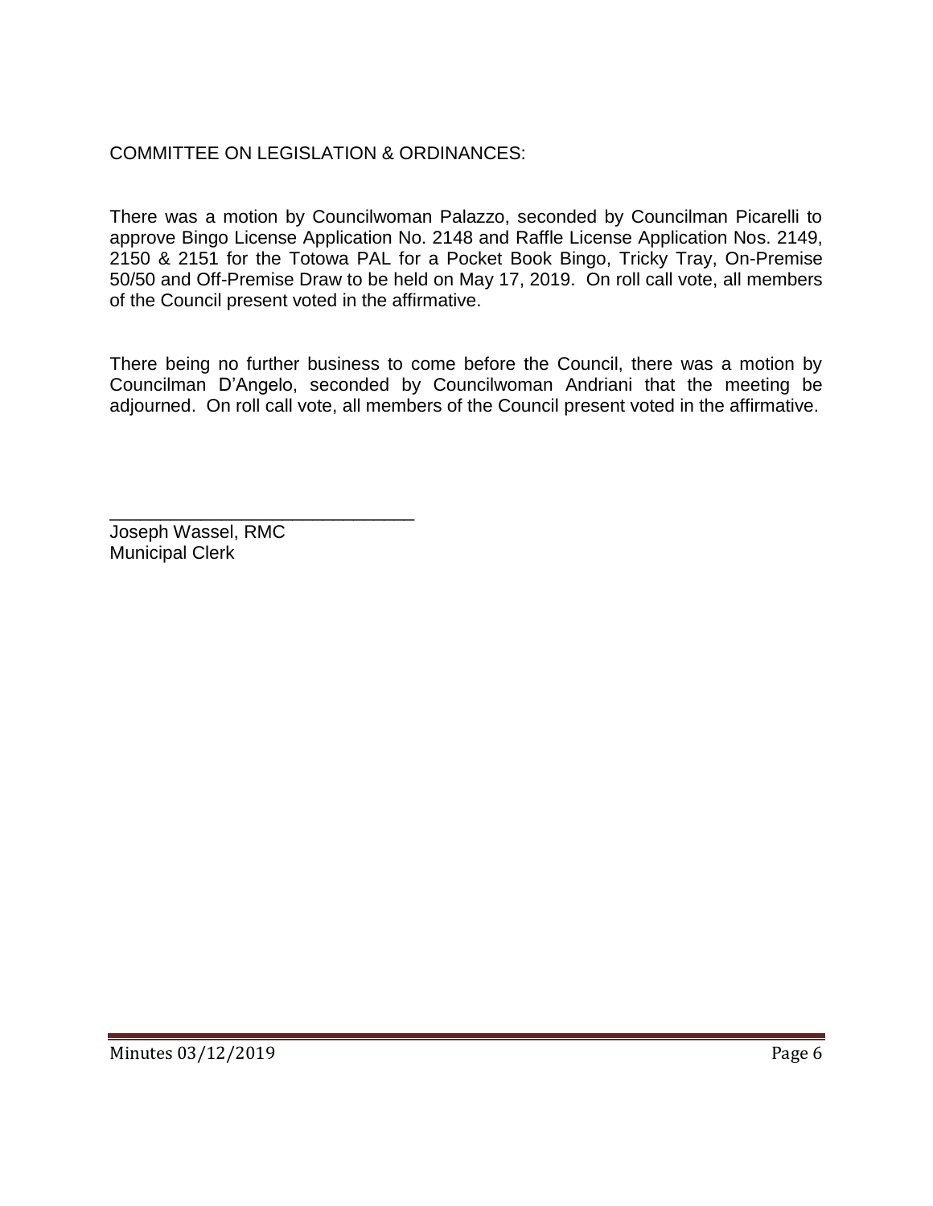COMMITTEE ON LEGISLATION & ORDINANCES:

There was a motion by Councilwoman Palazzo, seconded by Councilman Picarelli to approve Bingo License Application No. 2148 and Raffle License Application Nos. 2149, 2150 & 2151 for the Totowa PAL for a Pocket Book Bingo, Tricky Tray, On-Premise 50/50 and Off-Premise Draw to be held on May 17, 2019. On roll call vote, all members of the Council present voted in the affirmative.

There being no further business to come before the Council, there was a motion by Councilman D'Angelo, seconded by Councilwoman Andriani that the meeting be adjourned. On roll call vote, all members of the Council present voted in the affirmative.

\_\_\_\_\_\_\_\_\_\_\_\_\_\_\_\_\_\_\_\_\_\_\_\_\_\_\_\_\_\_\_

Joseph Wassel, RMC
Municipal Clerk